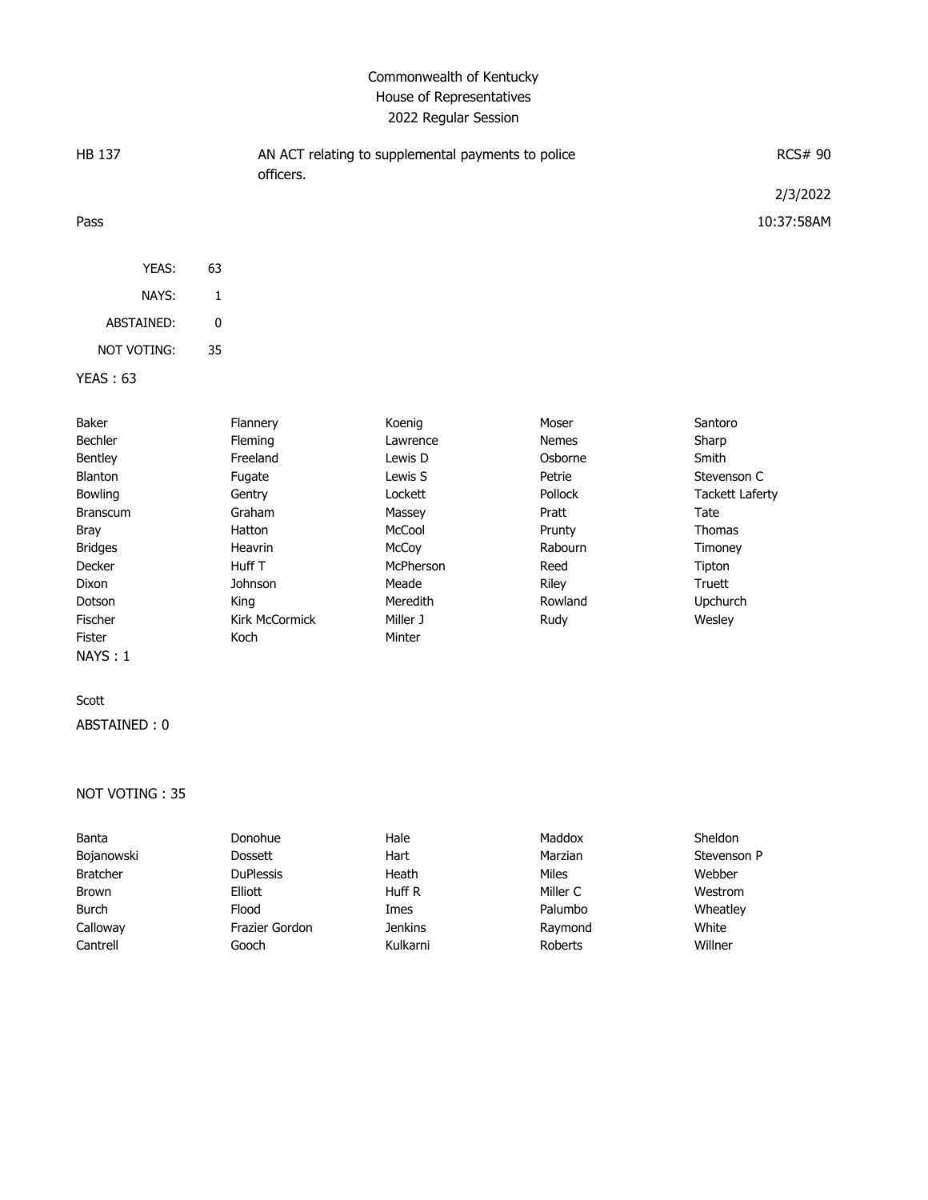# Commonwealth of Kentucky
## House of Representatives
### 2022 Regular Session

| HB 137 | AN ACT relating to supplemental payments to police officers. | RCS# 90 |
|---|---|---|
| | | 2/3/2022 |
| Pass | | 10:37:58AM |

| | |
|---|---|
| YEAS: | 63 |
| NAYS: | 1 |
| ABSTAINED: | 0 |
| NOT VOTING: | 35 |

**YEAS : 63**

| | | | | |
|---|---|---|---|---|
| Baker | Flannery | Koenig | Moser | Santoro |
| Bechler | Fleming | Lawrence | Nemes | Sharp |
| Bentley | Freeland | Lewis D | Osborne | Smith |
| Blanton | Fugate | Lewis S | Petrie | Stevenson C |
| Bowling | Gentry | Lockett | Pollock | Tackett Laferty |
| Branscum | Graham | Massey | Pratt | Tate |
| Bray | Hatton | McCool | Prunty | Thomas |
| Bridges | Heavrin | McCoy | Rabourn | Timoney |
| Decker | Huff T | McPherson | Reed | Tipton |
| Dixon | Johnson | Meade | Riley | Truett |
| Dotson | King | Meredith | Rowland | Upchurch |
| Fischer | Kirk McCormick | Miller J | Rudy | Wesley |
| Fister | Koch | Minter | | |

**NAYS : 1**

Scott

**ABSTAINED : 0**

**NOT VOTING : 35**

| | | | | |
|---|---|---|---|---|
| Banta | Donohue | Hale | Maddox | Sheldon |
| Bojanowski | Dossett | Hart | Marzian | Stevenson P |
| Bratcher | DuPlessis | Heath | Miles | Webber |
| Brown | Elliott | Huff R | Miller C | Westrom |
| Burch | Flood | Imes | Palumbo | Wheatley |
| Calloway | Frazier Gordon | Jenkins | Raymond | White |
| Cantrell | Gooch | Kulkarni | Roberts | Willner |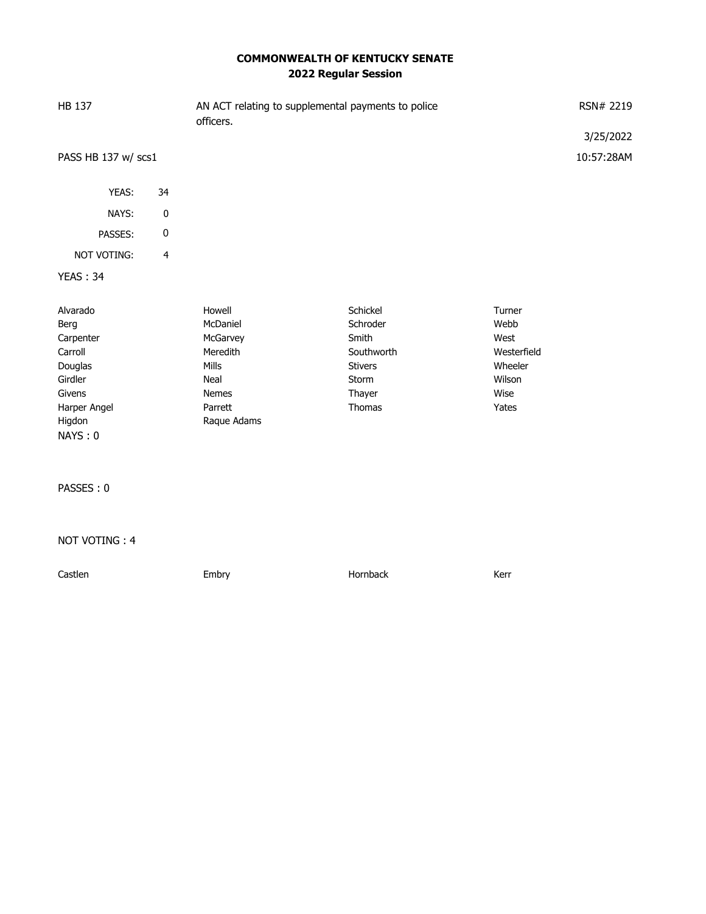**COMMONWEALTH OF KENTUCKY SENATE**
**2022 Regular Session**

HB 137 — AN ACT relating to supplemental payments to police officers. — RSN# 2219

3/25/2022

PASS HB 137 w/ scs1 — 10:57:28AM

| | |
|---|---|
| YEAS: | 34 |
| NAYS: | 0 |
| PASSES: | 0 |
| NOT VOTING: | 4 |

YEAS : 34

| | | | |
|---|---|---|---|
| Alvarado | Howell | Schickel | Turner |
| Berg | McDaniel | Schroder | Webb |
| Carpenter | McGarvey | Smith | West |
| Carroll | Meredith | Southworth | Westerfield |
| Douglas | Mills | Stivers | Wheeler |
| Girdler | Neal | Storm | Wilson |
| Givens | Nemes | Thayer | Wise |
| Harper Angel | Parrett | Thomas | Yates |
| Higdon | Raque Adams | | |

NAYS : 0

PASSES : 0

NOT VOTING : 4

| | | | |
|---|---|---|---|
| Castlen | Embry | Hornback | Kerr |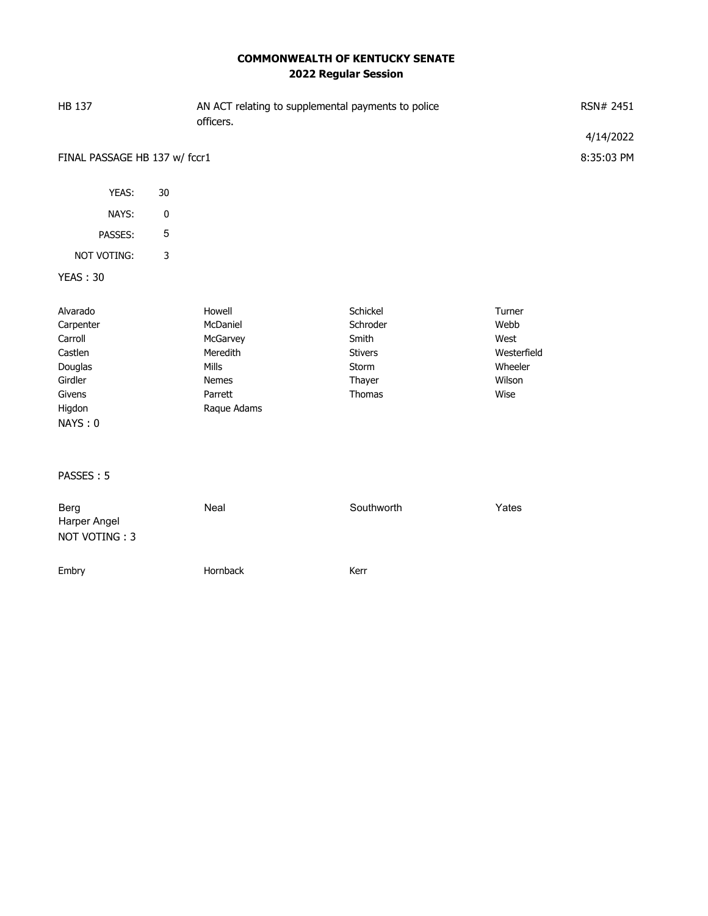# COMMONWEALTH OF KENTUCKY SENATE

## 2022 Regular Session

HB 137 — AN ACT relating to supplemental payments to police officers. — RSN# 2451

4/14/2022

FINAL PASSAGE HB 137 w/ fccr1 — 8:35:03 PM

| | |
|---|---|
| YEAS: | 30 |
| NAYS: | 0 |
| PASSES: | 5 |
| NOT VOTING: | 3 |

YEAS : 30

| | | | |
|---|---|---|---|
| Alvarado | Howell | Schickel | Turner |
| Carpenter | McDaniel | Schroder | Webb |
| Carroll | McGarvey | Smith | West |
| Castlen | Meredith | Stivers | Westerfield |
| Douglas | Mills | Storm | Wheeler |
| Girdler | Nemes | Thayer | Wilson |
| Givens | Parrett | Thomas | Wise |
| Higdon | Raque Adams | | |

NAYS : 0

PASSES : 5

| | | | |
|---|---|---|---|
| Berg | Neal | Southworth | Yates |
| Harper Angel | | | |

NOT VOTING : 3

| | | |
|---|---|---|
| Embry | Hornback | Kerr |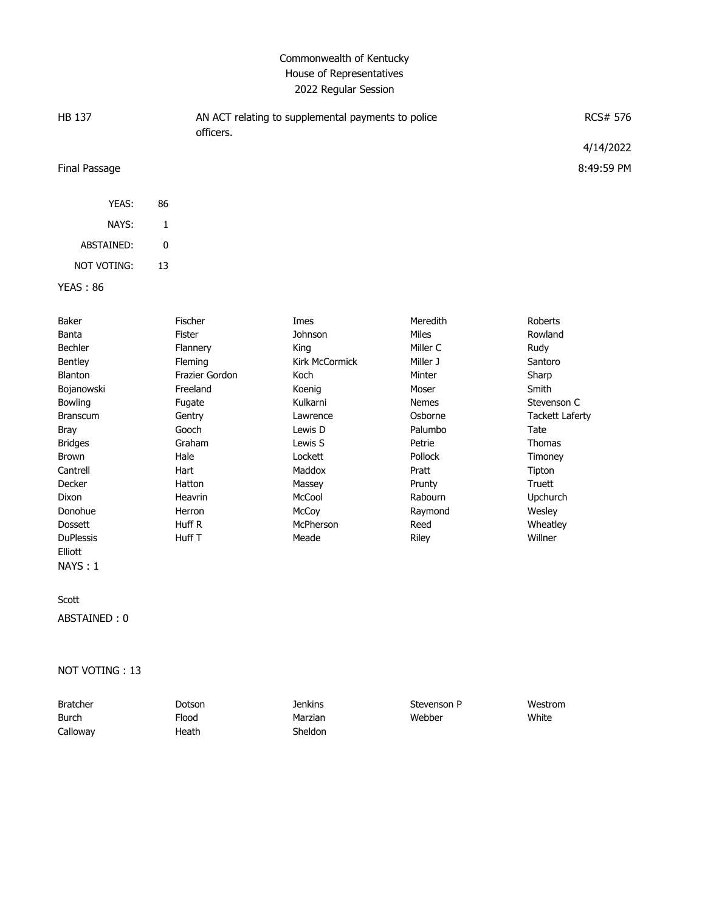Commonwealth of Kentucky
House of Representatives
2022 Regular Session

| | | |
|---|---|---|
| HB 137 | AN ACT relating to supplemental payments to police officers. | RCS# 576 |
| | | 4/14/2022 |
| Final Passage | | 8:49:59 PM |

| | |
|---|---|
| YEAS: | 86 |
| NAYS: | 1 |
| ABSTAINED: | 0 |
| NOT VOTING: | 13 |

YEAS : 86

| | | | | |
|---|---|---|---|---|
| Baker | Fischer | Imes | Meredith | Roberts |
| Banta | Fister | Johnson | Miles | Rowland |
| Bechler | Flannery | King | Miller C | Rudy |
| Bentley | Fleming | Kirk McCormick | Miller J | Santoro |
| Blanton | Frazier Gordon | Koch | Minter | Sharp |
| Bojanowski | Freeland | Koenig | Moser | Smith |
| Bowling | Fugate | Kulkarni | Nemes | Stevenson C |
| Branscum | Gentry | Lawrence | Osborne | Tackett Laferty |
| Bray | Gooch | Lewis D | Palumbo | Tate |
| Bridges | Graham | Lewis S | Petrie | Thomas |
| Brown | Hale | Lockett | Pollock | Timoney |
| Cantrell | Hart | Maddox | Pratt | Tipton |
| Decker | Hatton | Massey | Prunty | Truett |
| Dixon | Heavrin | McCool | Rabourn | Upchurch |
| Donohue | Herron | McCoy | Raymond | Wesley |
| Dossett | Huff R | McPherson | Reed | Wheatley |
| DuPlessis | Huff T | Meade | Riley | Willner |
| Elliott | | | | |

NAYS : 1

Scott

ABSTAINED : 0

NOT VOTING : 13

| | | | | |
|---|---|---|---|---|
| Bratcher | Dotson | Jenkins | Stevenson P | Westrom |
| Burch | Flood | Marzian | Webber | White |
| Calloway | Heath | Sheldon | | |